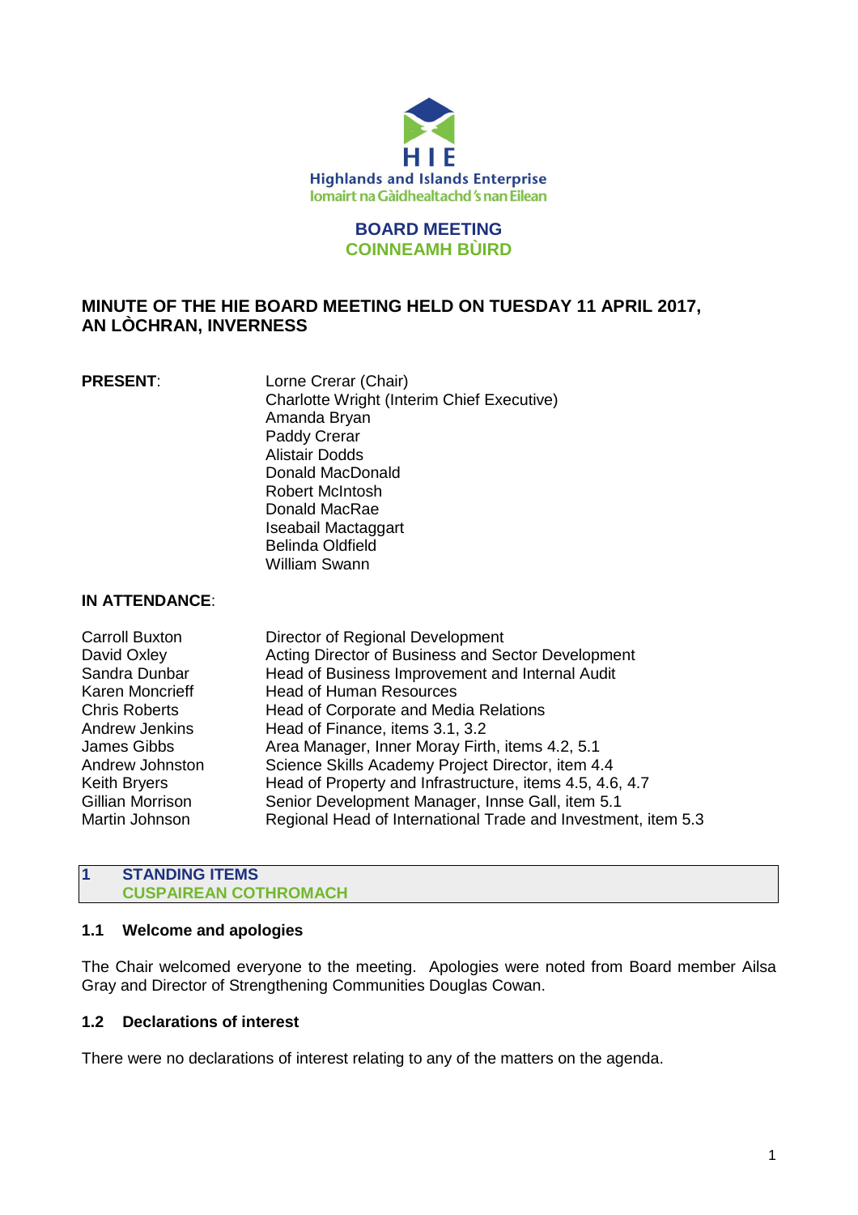HIE

Highlands and Islands Enterprise
Iomairt na Gàidhealtachd 's nan Eilean

**BOARD MEETING**
**COINNEAMH BÙIRD**

# MINUTE OF THE HIE BOARD MEETING HELD ON TUESDAY 11 APRIL 2017, AN LÒCHRAN, INVERNESS

**PRESENT**:

Lorne Crerar (Chair)
Charlotte Wright (Interim Chief Executive)
Amanda Bryan
Paddy Crerar
Alistair Dodds
Donald MacDonald
Robert McIntosh
Donald MacRae
Iseabail Mactaggart
Belinda Oldfield
William Swann

**IN ATTENDANCE**:

| | |
|---|---|
| Carroll Buxton | Director of Regional Development |
| David Oxley | Acting Director of Business and Sector Development |
| Sandra Dunbar | Head of Business Improvement and Internal Audit |
| Karen Moncrieff | Head of Human Resources |
| Chris Roberts | Head of Corporate and Media Relations |
| Andrew Jenkins | Head of Finance, items 3.1, 3.2 |
| James Gibbs | Area Manager, Inner Moray Firth, items 4.2, 5.1 |
| Andrew Johnston | Science Skills Academy Project Director, item 4.4 |
| Keith Bryers | Head of Property and Infrastructure, items 4.5, 4.6, 4.7 |
| Gillian Morrison | Senior Development Manager, Innse Gall, item 5.1 |
| Martin Johnson | Regional Head of International Trade and Investment, item 5.3 |

## 1 STANDING ITEMS
## CUSPAIREAN COTHROMACH

### 1.1 Welcome and apologies

The Chair welcomed everyone to the meeting. Apologies were noted from Board member Ailsa Gray and Director of Strengthening Communities Douglas Cowan.

### 1.2 Declarations of interest

There were no declarations of interest relating to any of the matters on the agenda.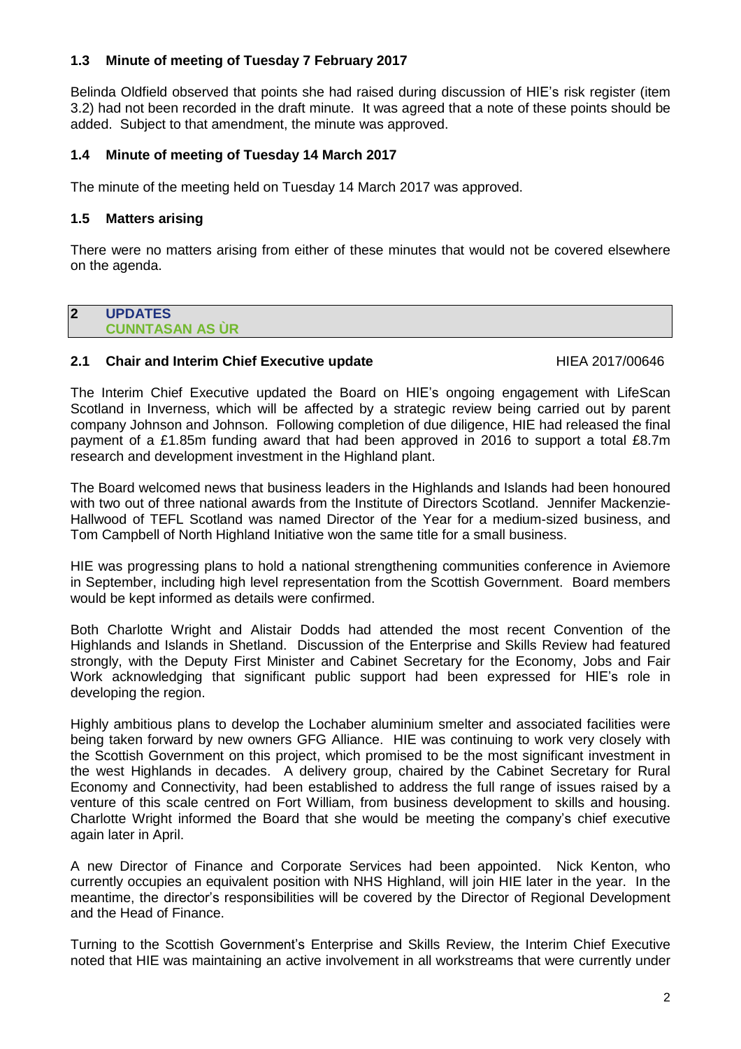### 1.3 Minute of meeting of Tuesday 7 February 2017

Belinda Oldfield observed that points she had raised during discussion of HIE's risk register (item 3.2) had not been recorded in the draft minute. It was agreed that a note of these points should be added. Subject to that amendment, the minute was approved.

### 1.4 Minute of meeting of Tuesday 14 March 2017

The minute of the meeting held on Tuesday 14 March 2017 was approved.

### 1.5 Matters arising

There were no matters arising from either of these minutes that would not be covered elsewhere on the agenda.

## 2 UPDATES
## CUNNTASAN AS ÙR

### 2.1 Chair and Interim Chief Executive update — HIEA 2017/00646

The Interim Chief Executive updated the Board on HIE's ongoing engagement with LifeScan Scotland in Inverness, which will be affected by a strategic review being carried out by parent company Johnson and Johnson. Following completion of due diligence, HIE had released the final payment of a £1.85m funding award that had been approved in 2016 to support a total £8.7m research and development investment in the Highland plant.

The Board welcomed news that business leaders in the Highlands and Islands had been honoured with two out of three national awards from the Institute of Directors Scotland. Jennifer Mackenzie-Hallwood of TEFL Scotland was named Director of the Year for a medium-sized business, and Tom Campbell of North Highland Initiative won the same title for a small business.

HIE was progressing plans to hold a national strengthening communities conference in Aviemore in September, including high level representation from the Scottish Government. Board members would be kept informed as details were confirmed.

Both Charlotte Wright and Alistair Dodds had attended the most recent Convention of the Highlands and Islands in Shetland. Discussion of the Enterprise and Skills Review had featured strongly, with the Deputy First Minister and Cabinet Secretary for the Economy, Jobs and Fair Work acknowledging that significant public support had been expressed for HIE's role in developing the region.

Highly ambitious plans to develop the Lochaber aluminium smelter and associated facilities were being taken forward by new owners GFG Alliance. HIE was continuing to work very closely with the Scottish Government on this project, which promised to be the most significant investment in the west Highlands in decades. A delivery group, chaired by the Cabinet Secretary for Rural Economy and Connectivity, had been established to address the full range of issues raised by a venture of this scale centred on Fort William, from business development to skills and housing. Charlotte Wright informed the Board that she would be meeting the company's chief executive again later in April.

A new Director of Finance and Corporate Services had been appointed. Nick Kenton, who currently occupies an equivalent position with NHS Highland, will join HIE later in the year. In the meantime, the director's responsibilities will be covered by the Director of Regional Development and the Head of Finance.

Turning to the Scottish Government's Enterprise and Skills Review, the Interim Chief Executive noted that HIE was maintaining an active involvement in all workstreams that were currently under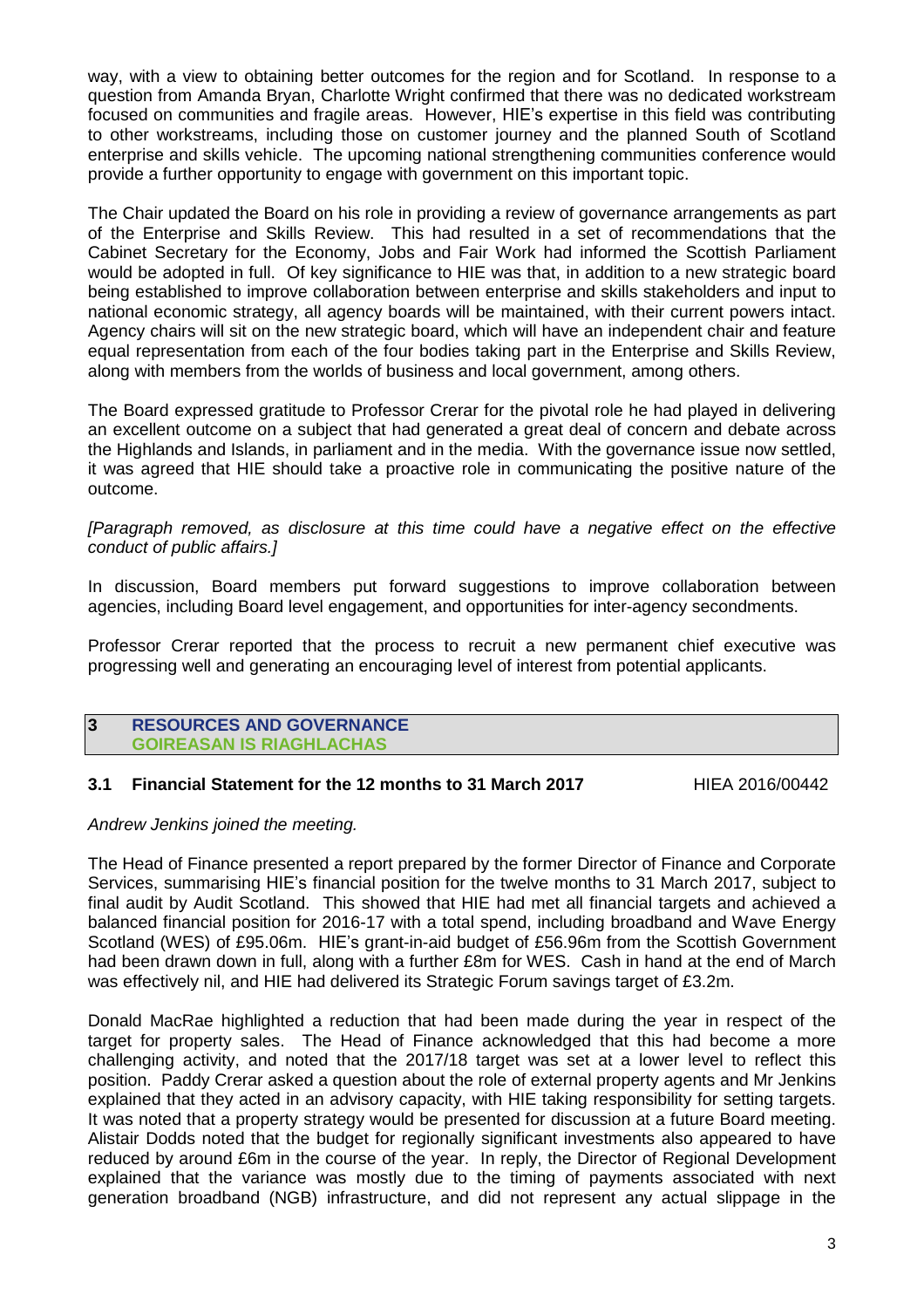way, with a view to obtaining better outcomes for the region and for Scotland. In response to a question from Amanda Bryan, Charlotte Wright confirmed that there was no dedicated workstream focused on communities and fragile areas. However, HIE's expertise in this field was contributing to other workstreams, including those on customer journey and the planned South of Scotland enterprise and skills vehicle. The upcoming national strengthening communities conference would provide a further opportunity to engage with government on this important topic.

The Chair updated the Board on his role in providing a review of governance arrangements as part of the Enterprise and Skills Review. This had resulted in a set of recommendations that the Cabinet Secretary for the Economy, Jobs and Fair Work had informed the Scottish Parliament would be adopted in full. Of key significance to HIE was that, in addition to a new strategic board being established to improve collaboration between enterprise and skills stakeholders and input to national economic strategy, all agency boards will be maintained, with their current powers intact. Agency chairs will sit on the new strategic board, which will have an independent chair and feature equal representation from each of the four bodies taking part in the Enterprise and Skills Review, along with members from the worlds of business and local government, among others.

The Board expressed gratitude to Professor Crerar for the pivotal role he had played in delivering an excellent outcome on a subject that had generated a great deal of concern and debate across the Highlands and Islands, in parliament and in the media. With the governance issue now settled, it was agreed that HIE should take a proactive role in communicating the positive nature of the outcome.

*[Paragraph removed, as disclosure at this time could have a negative effect on the effective conduct of public affairs.]*

In discussion, Board members put forward suggestions to improve collaboration between agencies, including Board level engagement, and opportunities for inter-agency secondments.

Professor Crerar reported that the process to recruit a new permanent chief executive was progressing well and generating an encouraging level of interest from potential applicants.

## 3 RESOURCES AND GOVERNANCE
## GOIREASAN IS RIAGHLACHAS

### 3.1 Financial Statement for the 12 months to 31 March 2017 — HIEA 2016/00442

*Andrew Jenkins joined the meeting.*

The Head of Finance presented a report prepared by the former Director of Finance and Corporate Services, summarising HIE's financial position for the twelve months to 31 March 2017, subject to final audit by Audit Scotland. This showed that HIE had met all financial targets and achieved a balanced financial position for 2016-17 with a total spend, including broadband and Wave Energy Scotland (WES) of £95.06m. HIE's grant-in-aid budget of £56.96m from the Scottish Government had been drawn down in full, along with a further £8m for WES. Cash in hand at the end of March was effectively nil, and HIE had delivered its Strategic Forum savings target of £3.2m.

Donald MacRae highlighted a reduction that had been made during the year in respect of the target for property sales. The Head of Finance acknowledged that this had become a more challenging activity, and noted that the 2017/18 target was set at a lower level to reflect this position. Paddy Crerar asked a question about the role of external property agents and Mr Jenkins explained that they acted in an advisory capacity, with HIE taking responsibility for setting targets. It was noted that a property strategy would be presented for discussion at a future Board meeting. Alistair Dodds noted that the budget for regionally significant investments also appeared to have reduced by around £6m in the course of the year. In reply, the Director of Regional Development explained that the variance was mostly due to the timing of payments associated with next generation broadband (NGB) infrastructure, and did not represent any actual slippage in the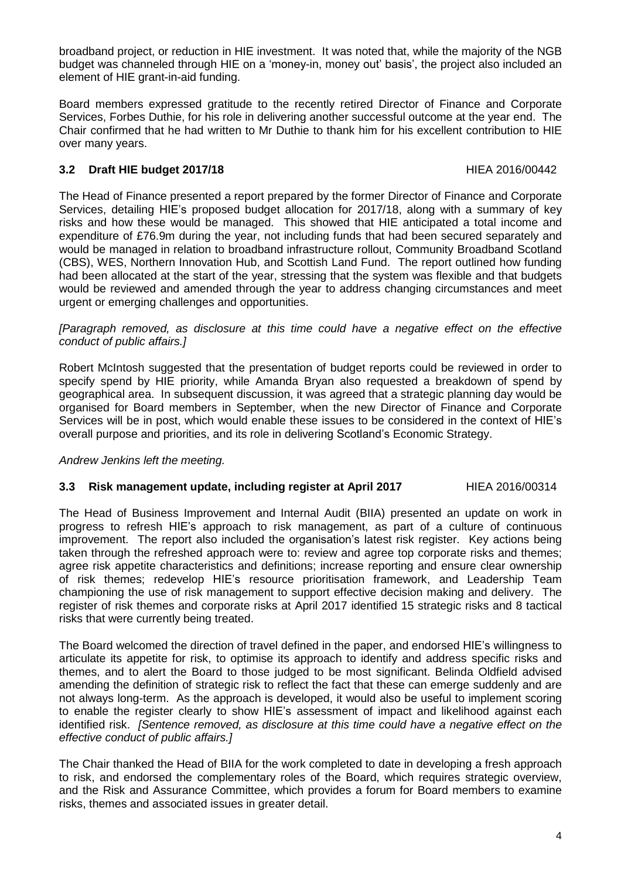broadband project, or reduction in HIE investment. It was noted that, while the majority of the NGB budget was channeled through HIE on a 'money-in, money out' basis', the project also included an element of HIE grant-in-aid funding.

Board members expressed gratitude to the recently retired Director of Finance and Corporate Services, Forbes Duthie, for his role in delivering another successful outcome at the year end. The Chair confirmed that he had written to Mr Duthie to thank him for his excellent contribution to HIE over many years.

### 3.2 Draft HIE budget 2017/18 HIEA 2016/00442

The Head of Finance presented a report prepared by the former Director of Finance and Corporate Services, detailing HIE's proposed budget allocation for 2017/18, along with a summary of key risks and how these would be managed. This showed that HIE anticipated a total income and expenditure of £76.9m during the year, not including funds that had been secured separately and would be managed in relation to broadband infrastructure rollout, Community Broadband Scotland (CBS), WES, Northern Innovation Hub, and Scottish Land Fund. The report outlined how funding had been allocated at the start of the year, stressing that the system was flexible and that budgets would be reviewed and amended through the year to address changing circumstances and meet urgent or emerging challenges and opportunities.

*[Paragraph removed, as disclosure at this time could have a negative effect on the effective conduct of public affairs.]*

Robert McIntosh suggested that the presentation of budget reports could be reviewed in order to specify spend by HIE priority, while Amanda Bryan also requested a breakdown of spend by geographical area. In subsequent discussion, it was agreed that a strategic planning day would be organised for Board members in September, when the new Director of Finance and Corporate Services will be in post, which would enable these issues to be considered in the context of HIE's overall purpose and priorities, and its role in delivering Scotland's Economic Strategy.

*Andrew Jenkins left the meeting.*

### 3.3 Risk management update, including register at April 2017 HIEA 2016/00314

The Head of Business Improvement and Internal Audit (BIIA) presented an update on work in progress to refresh HIE's approach to risk management, as part of a culture of continuous improvement. The report also included the organisation's latest risk register. Key actions being taken through the refreshed approach were to: review and agree top corporate risks and themes; agree risk appetite characteristics and definitions; increase reporting and ensure clear ownership of risk themes; redevelop HIE's resource prioritisation framework, and Leadership Team championing the use of risk management to support effective decision making and delivery. The register of risk themes and corporate risks at April 2017 identified 15 strategic risks and 8 tactical risks that were currently being treated.

The Board welcomed the direction of travel defined in the paper, and endorsed HIE's willingness to articulate its appetite for risk, to optimise its approach to identify and address specific risks and themes, and to alert the Board to those judged to be most significant. Belinda Oldfield advised amending the definition of strategic risk to reflect the fact that these can emerge suddenly and are not always long-term. As the approach is developed, it would also be useful to implement scoring to enable the register clearly to show HIE's assessment of impact and likelihood against each identified risk. *[Sentence removed, as disclosure at this time could have a negative effect on the effective conduct of public affairs.]*

The Chair thanked the Head of BIIA for the work completed to date in developing a fresh approach to risk, and endorsed the complementary roles of the Board, which requires strategic overview, and the Risk and Assurance Committee, which provides a forum for Board members to examine risks, themes and associated issues in greater detail.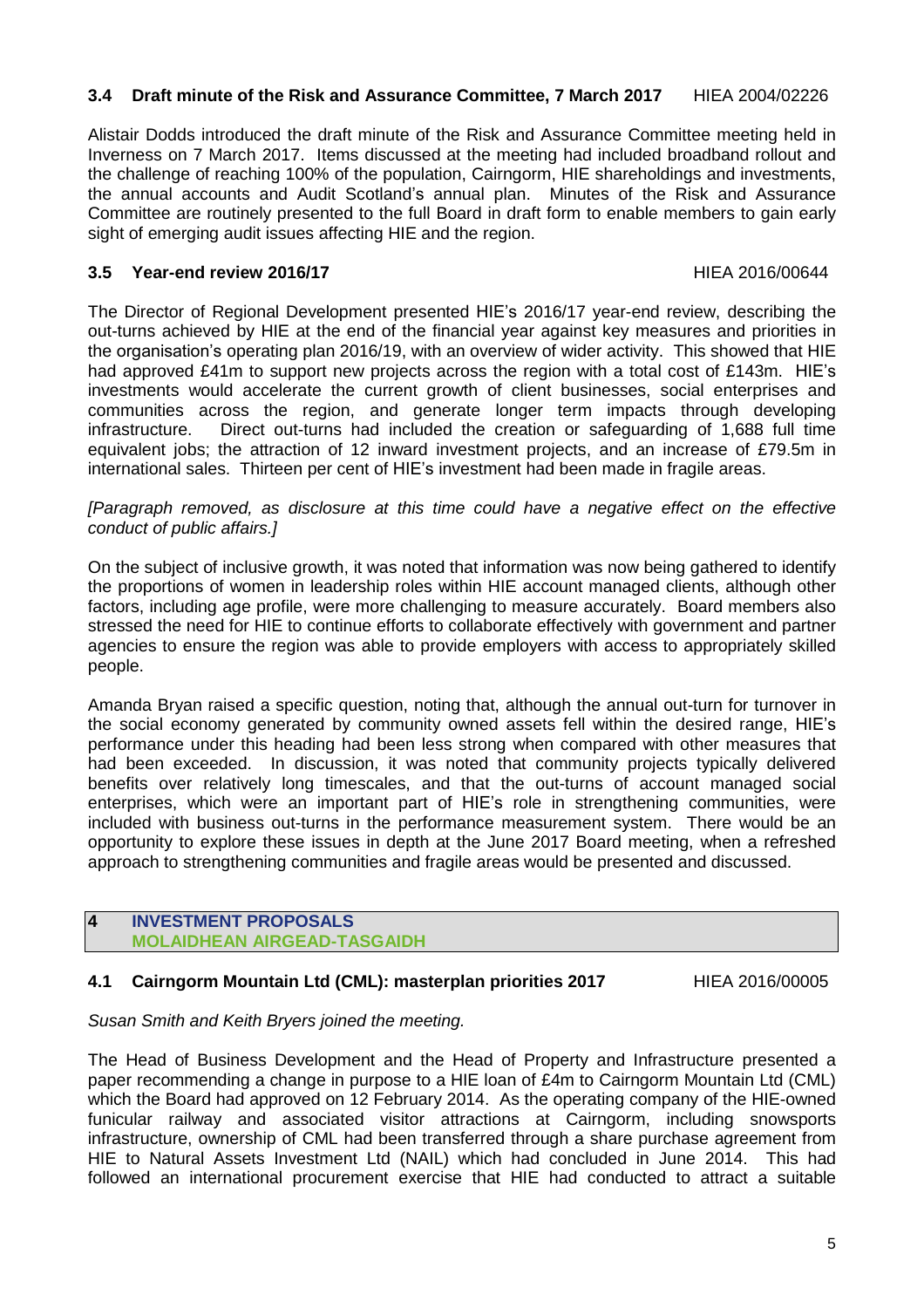### 3.4 Draft minute of the Risk and Assurance Committee, 7 March 2017 HIEA 2004/02226

Alistair Dodds introduced the draft minute of the Risk and Assurance Committee meeting held in Inverness on 7 March 2017. Items discussed at the meeting had included broadband rollout and the challenge of reaching 100% of the population, Cairngorm, HIE shareholdings and investments, the annual accounts and Audit Scotland's annual plan. Minutes of the Risk and Assurance Committee are routinely presented to the full Board in draft form to enable members to gain early sight of emerging audit issues affecting HIE and the region.

### 3.5 Year-end review 2016/17 HIEA 2016/00644

The Director of Regional Development presented HIE's 2016/17 year-end review, describing the out-turns achieved by HIE at the end of the financial year against key measures and priorities in the organisation's operating plan 2016/19, with an overview of wider activity. This showed that HIE had approved £41m to support new projects across the region with a total cost of £143m. HIE's investments would accelerate the current growth of client businesses, social enterprises and communities across the region, and generate longer term impacts through developing infrastructure. Direct out-turns had included the creation or safeguarding of 1,688 full time equivalent jobs; the attraction of 12 inward investment projects, and an increase of £79.5m in international sales. Thirteen per cent of HIE's investment had been made in fragile areas.

*[Paragraph removed, as disclosure at this time could have a negative effect on the effective conduct of public affairs.]*

On the subject of inclusive growth, it was noted that information was now being gathered to identify the proportions of women in leadership roles within HIE account managed clients, although other factors, including age profile, were more challenging to measure accurately. Board members also stressed the need for HIE to continue efforts to collaborate effectively with government and partner agencies to ensure the region was able to provide employers with access to appropriately skilled people.

Amanda Bryan raised a specific question, noting that, although the annual out-turn for turnover in the social economy generated by community owned assets fell within the desired range, HIE's performance under this heading had been less strong when compared with other measures that had been exceeded. In discussion, it was noted that community projects typically delivered benefits over relatively long timescales, and that the out-turns of account managed social enterprises, which were an important part of HIE's role in strengthening communities, were included with business out-turns in the performance measurement system. There would be an opportunity to explore these issues in depth at the June 2017 Board meeting, when a refreshed approach to strengthening communities and fragile areas would be presented and discussed.

## 4 INVESTMENT PROPOSALS
## MOLAIDHEAN AIRGEAD-TASGAIDH

### 4.1 Cairngorm Mountain Ltd (CML): masterplan priorities 2017 HIEA 2016/00005

*Susan Smith and Keith Bryers joined the meeting.*

The Head of Business Development and the Head of Property and Infrastructure presented a paper recommending a change in purpose to a HIE loan of £4m to Cairngorm Mountain Ltd (CML) which the Board had approved on 12 February 2014. As the operating company of the HIE-owned funicular railway and associated visitor attractions at Cairngorm, including snowsports infrastructure, ownership of CML had been transferred through a share purchase agreement from HIE to Natural Assets Investment Ltd (NAIL) which had concluded in June 2014. This had followed an international procurement exercise that HIE had conducted to attract a suitable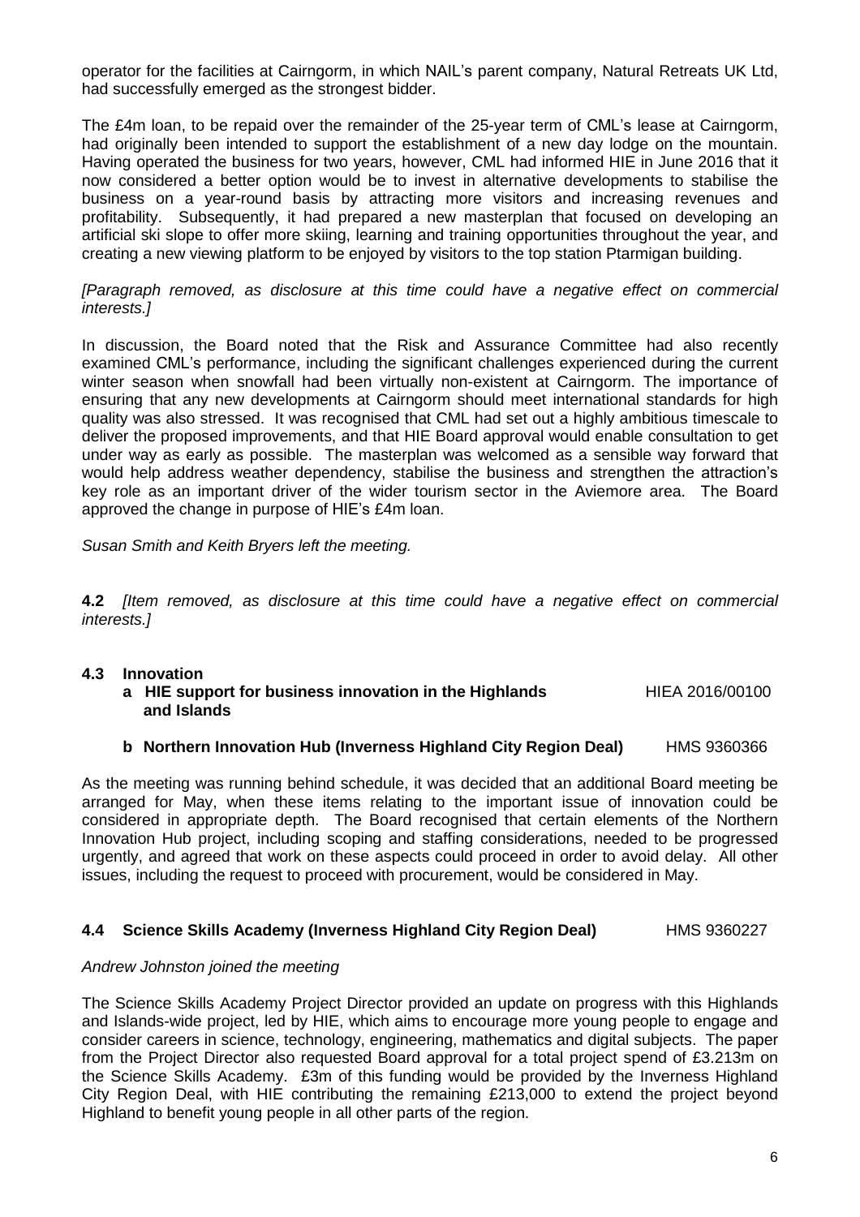operator for the facilities at Cairngorm, in which NAIL's parent company, Natural Retreats UK Ltd, had successfully emerged as the strongest bidder.

The £4m loan, to be repaid over the remainder of the 25-year term of CML's lease at Cairngorm, had originally been intended to support the establishment of a new day lodge on the mountain. Having operated the business for two years, however, CML had informed HIE in June 2016 that it now considered a better option would be to invest in alternative developments to stabilise the business on a year-round basis by attracting more visitors and increasing revenues and profitability. Subsequently, it had prepared a new masterplan that focused on developing an artificial ski slope to offer more skiing, learning and training opportunities throughout the year, and creating a new viewing platform to be enjoyed by visitors to the top station Ptarmigan building.

*[Paragraph removed, as disclosure at this time could have a negative effect on commercial interests.]*

In discussion, the Board noted that the Risk and Assurance Committee had also recently examined CML's performance, including the significant challenges experienced during the current winter season when snowfall had been virtually non-existent at Cairngorm. The importance of ensuring that any new developments at Cairngorm should meet international standards for high quality was also stressed. It was recognised that CML had set out a highly ambitious timescale to deliver the proposed improvements, and that HIE Board approval would enable consultation to get under way as early as possible. The masterplan was welcomed as a sensible way forward that would help address weather dependency, stabilise the business and strengthen the attraction's key role as an important driver of the wider tourism sector in the Aviemore area. The Board approved the change in purpose of HIE's £4m loan.

*Susan Smith and Keith Bryers left the meeting.*

**4.2** *[Item removed, as disclosure at this time could have a negative effect on commercial interests.]*

**4.3 Innovation**

**a HIE support for business innovation in the Highlands and Islands** HIEA 2016/00100

**b Northern Innovation Hub (Inverness Highland City Region Deal)** HMS 9360366

As the meeting was running behind schedule, it was decided that an additional Board meeting be arranged for May, when these items relating to the important issue of innovation could be considered in appropriate depth. The Board recognised that certain elements of the Northern Innovation Hub project, including scoping and staffing considerations, needed to be progressed urgently, and agreed that work on these aspects could proceed in order to avoid delay. All other issues, including the request to proceed with procurement, would be considered in May.

**4.4 Science Skills Academy (Inverness Highland City Region Deal)** HMS 9360227

*Andrew Johnston joined the meeting*

The Science Skills Academy Project Director provided an update on progress with this Highlands and Islands-wide project, led by HIE, which aims to encourage more young people to engage and consider careers in science, technology, engineering, mathematics and digital subjects. The paper from the Project Director also requested Board approval for a total project spend of £3.213m on the Science Skills Academy. £3m of this funding would be provided by the Inverness Highland City Region Deal, with HIE contributing the remaining £213,000 to extend the project beyond Highland to benefit young people in all other parts of the region.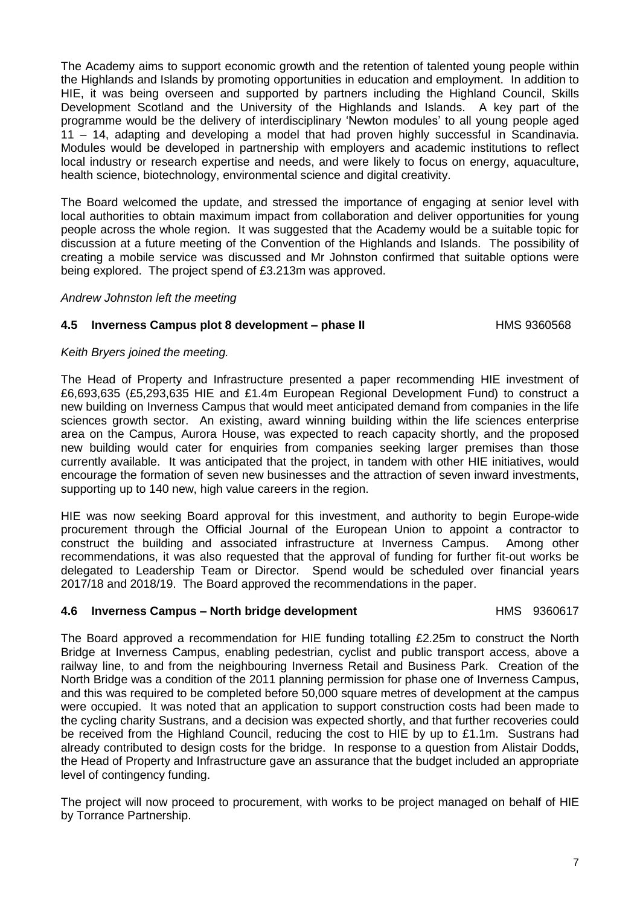The Academy aims to support economic growth and the retention of talented young people within the Highlands and Islands by promoting opportunities in education and employment. In addition to HIE, it was being overseen and supported by partners including the Highland Council, Skills Development Scotland and the University of the Highlands and Islands. A key part of the programme would be the delivery of interdisciplinary 'Newton modules' to all young people aged 11 – 14, adapting and developing a model that had proven highly successful in Scandinavia. Modules would be developed in partnership with employers and academic institutions to reflect local industry or research expertise and needs, and were likely to focus on energy, aquaculture, health science, biotechnology, environmental science and digital creativity.

The Board welcomed the update, and stressed the importance of engaging at senior level with local authorities to obtain maximum impact from collaboration and deliver opportunities for young people across the whole region. It was suggested that the Academy would be a suitable topic for discussion at a future meeting of the Convention of the Highlands and Islands. The possibility of creating a mobile service was discussed and Mr Johnston confirmed that suitable options were being explored. The project spend of £3.213m was approved.

*Andrew Johnston left the meeting*

### 4.5 Inverness Campus plot 8 development – phase II — HMS 9360568

*Keith Bryers joined the meeting.*

The Head of Property and Infrastructure presented a paper recommending HIE investment of £6,693,635 (£5,293,635 HIE and £1.4m European Regional Development Fund) to construct a new building on Inverness Campus that would meet anticipated demand from companies in the life sciences growth sector. An existing, award winning building within the life sciences enterprise area on the Campus, Aurora House, was expected to reach capacity shortly, and the proposed new building would cater for enquiries from companies seeking larger premises than those currently available. It was anticipated that the project, in tandem with other HIE initiatives, would encourage the formation of seven new businesses and the attraction of seven inward investments, supporting up to 140 new, high value careers in the region.

HIE was now seeking Board approval for this investment, and authority to begin Europe-wide procurement through the Official Journal of the European Union to appoint a contractor to construct the building and associated infrastructure at Inverness Campus. Among other recommendations, it was also requested that the approval of funding for further fit-out works be delegated to Leadership Team or Director. Spend would be scheduled over financial years 2017/18 and 2018/19. The Board approved the recommendations in the paper.

### 4.6 Inverness Campus – North bridge development — HMS 9360617

The Board approved a recommendation for HIE funding totalling £2.25m to construct the North Bridge at Inverness Campus, enabling pedestrian, cyclist and public transport access, above a railway line, to and from the neighbouring Inverness Retail and Business Park. Creation of the North Bridge was a condition of the 2011 planning permission for phase one of Inverness Campus, and this was required to be completed before 50,000 square metres of development at the campus were occupied. It was noted that an application to support construction costs had been made to the cycling charity Sustrans, and a decision was expected shortly, and that further recoveries could be received from the Highland Council, reducing the cost to HIE by up to £1.1m. Sustrans had already contributed to design costs for the bridge. In response to a question from Alistair Dodds, the Head of Property and Infrastructure gave an assurance that the budget included an appropriate level of contingency funding.

The project will now proceed to procurement, with works to be project managed on behalf of HIE by Torrance Partnership.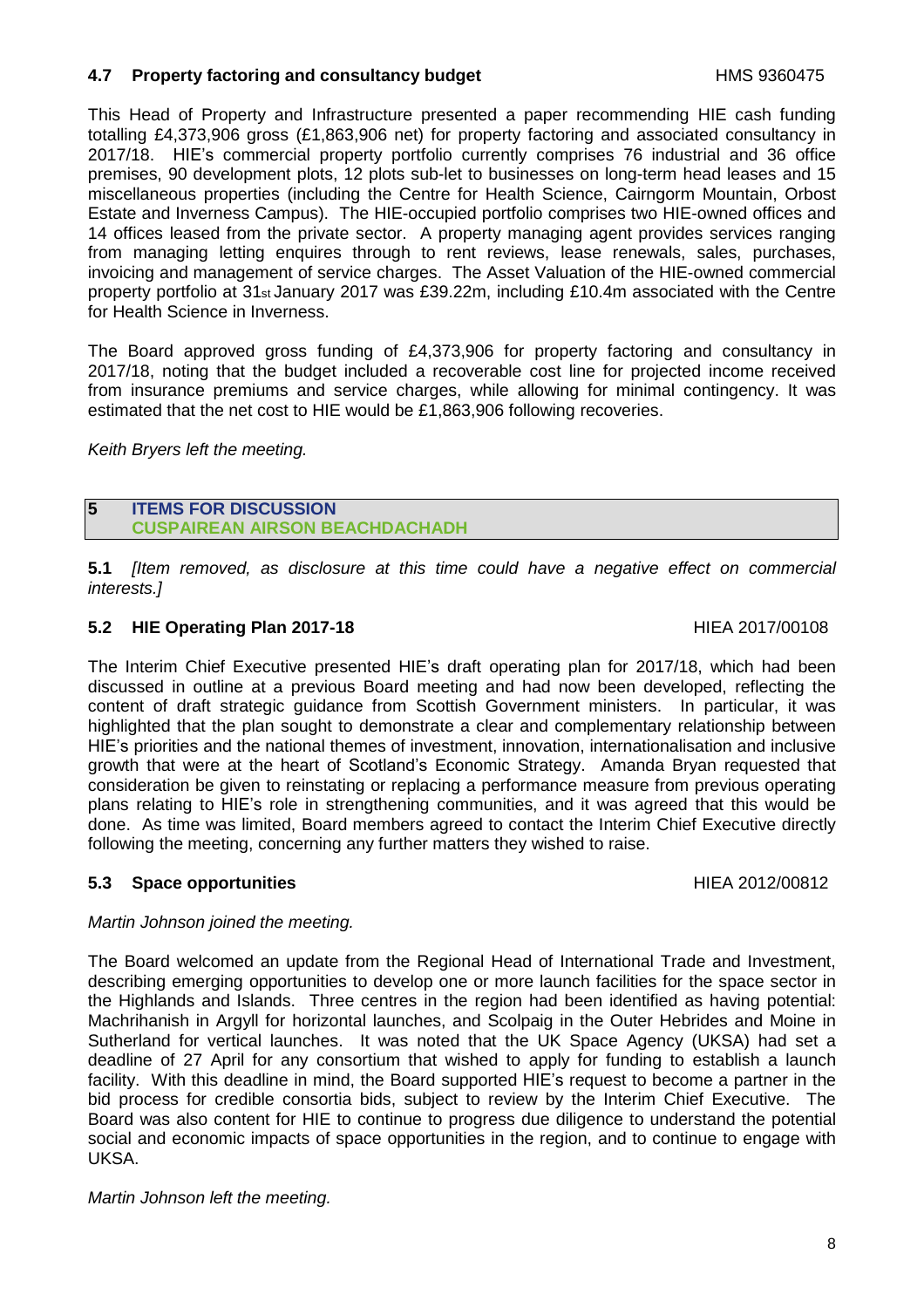### 4.7 Property factoring and consultancy budget HMS 9360475

This Head of Property and Infrastructure presented a paper recommending HIE cash funding totalling £4,373,906 gross (£1,863,906 net) for property factoring and associated consultancy in 2017/18. HIE's commercial property portfolio currently comprises 76 industrial and 36 office premises, 90 development plots, 12 plots sub-let to businesses on long-term head leases and 15 miscellaneous properties (including the Centre for Health Science, Cairngorm Mountain, Orbost Estate and Inverness Campus). The HIE-occupied portfolio comprises two HIE-owned offices and 14 offices leased from the private sector. A property managing agent provides services ranging from managing letting enquires through to rent reviews, lease renewals, sales, purchases, invoicing and management of service charges. The Asset Valuation of the HIE-owned commercial property portfolio at 31st January 2017 was £39.22m, including £10.4m associated with the Centre for Health Science in Inverness.

The Board approved gross funding of £4,373,906 for property factoring and consultancy in 2017/18, noting that the budget included a recoverable cost line for projected income received from insurance premiums and service charges, while allowing for minimal contingency. It was estimated that the net cost to HIE would be £1,863,906 following recoveries.

*Keith Bryers left the meeting.*

## 5 ITEMS FOR DISCUSSION
## CUSPAIREAN AIRSON BEACHDACHADH

**5.1** *[Item removed, as disclosure at this time could have a negative effect on commercial interests.]*

### 5.2 HIE Operating Plan 2017-18 HIEA 2017/00108

The Interim Chief Executive presented HIE's draft operating plan for 2017/18, which had been discussed in outline at a previous Board meeting and had now been developed, reflecting the content of draft strategic guidance from Scottish Government ministers. In particular, it was highlighted that the plan sought to demonstrate a clear and complementary relationship between HIE's priorities and the national themes of investment, innovation, internationalisation and inclusive growth that were at the heart of Scotland's Economic Strategy. Amanda Bryan requested that consideration be given to reinstating or replacing a performance measure from previous operating plans relating to HIE's role in strengthening communities, and it was agreed that this would be done. As time was limited, Board members agreed to contact the Interim Chief Executive directly following the meeting, concerning any further matters they wished to raise.

### 5.3 Space opportunities HIEA 2012/00812

*Martin Johnson joined the meeting.*

The Board welcomed an update from the Regional Head of International Trade and Investment, describing emerging opportunities to develop one or more launch facilities for the space sector in the Highlands and Islands. Three centres in the region had been identified as having potential: Machrihanish in Argyll for horizontal launches, and Scolpaig in the Outer Hebrides and Moine in Sutherland for vertical launches. It was noted that the UK Space Agency (UKSA) had set a deadline of 27 April for any consortium that wished to apply for funding to establish a launch facility. With this deadline in mind, the Board supported HIE's request to become a partner in the bid process for credible consortia bids, subject to review by the Interim Chief Executive. The Board was also content for HIE to continue to progress due diligence to understand the potential social and economic impacts of space opportunities in the region, and to continue to engage with UKSA.

*Martin Johnson left the meeting.*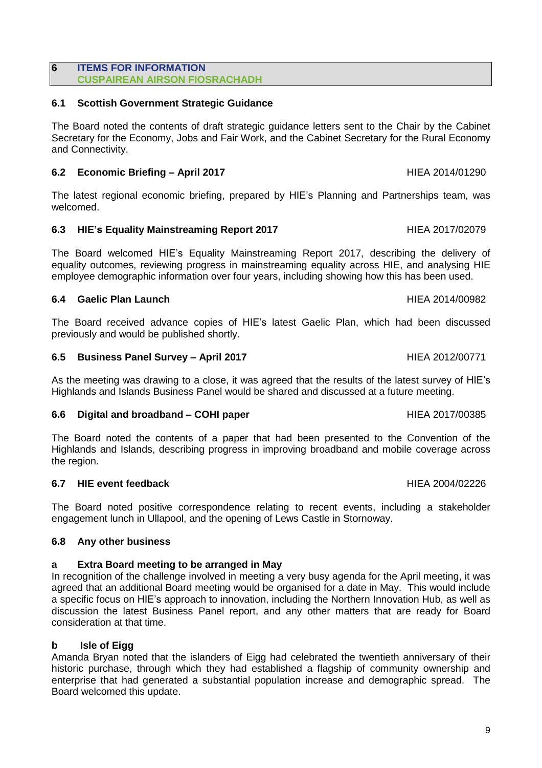## 6 ITEMS FOR INFORMATION
## CUSPAIREAN AIRSON FIOSRACHADH

### 6.1 Scottish Government Strategic Guidance

The Board noted the contents of draft strategic guidance letters sent to the Chair by the Cabinet Secretary for the Economy, Jobs and Fair Work, and the Cabinet Secretary for the Rural Economy and Connectivity.

### 6.2 Economic Briefing – April 2017 — HIEA 2014/01290

The latest regional economic briefing, prepared by HIE's Planning and Partnerships team, was welcomed.

### 6.3 HIE's Equality Mainstreaming Report 2017 — HIEA 2017/02079

The Board welcomed HIE's Equality Mainstreaming Report 2017, describing the delivery of equality outcomes, reviewing progress in mainstreaming equality across HIE, and analysing HIE employee demographic information over four years, including showing how this has been used.

### 6.4 Gaelic Plan Launch — HIEA 2014/00982

The Board received advance copies of HIE's latest Gaelic Plan, which had been discussed previously and would be published shortly.

### 6.5 Business Panel Survey – April 2017 — HIEA 2012/00771

As the meeting was drawing to a close, it was agreed that the results of the latest survey of HIE's Highlands and Islands Business Panel would be shared and discussed at a future meeting.

### 6.6 Digital and broadband – COHI paper — HIEA 2017/00385

The Board noted the contents of a paper that had been presented to the Convention of the Highlands and Islands, describing progress in improving broadband and mobile coverage across the region.

### 6.7 HIE event feedback — HIEA 2004/02226

The Board noted positive correspondence relating to recent events, including a stakeholder engagement lunch in Ullapool, and the opening of Lews Castle in Stornoway.

### 6.8 Any other business

**a Extra Board meeting to be arranged in May**

In recognition of the challenge involved in meeting a very busy agenda for the April meeting, it was agreed that an additional Board meeting would be organised for a date in May. This would include a specific focus on HIE's approach to innovation, including the Northern Innovation Hub, as well as discussion the latest Business Panel report, and any other matters that are ready for Board consideration at that time.

**b Isle of Eigg**

Amanda Bryan noted that the islanders of Eigg had celebrated the twentieth anniversary of their historic purchase, through which they had established a flagship of community ownership and enterprise that had generated a substantial population increase and demographic spread. The Board welcomed this update.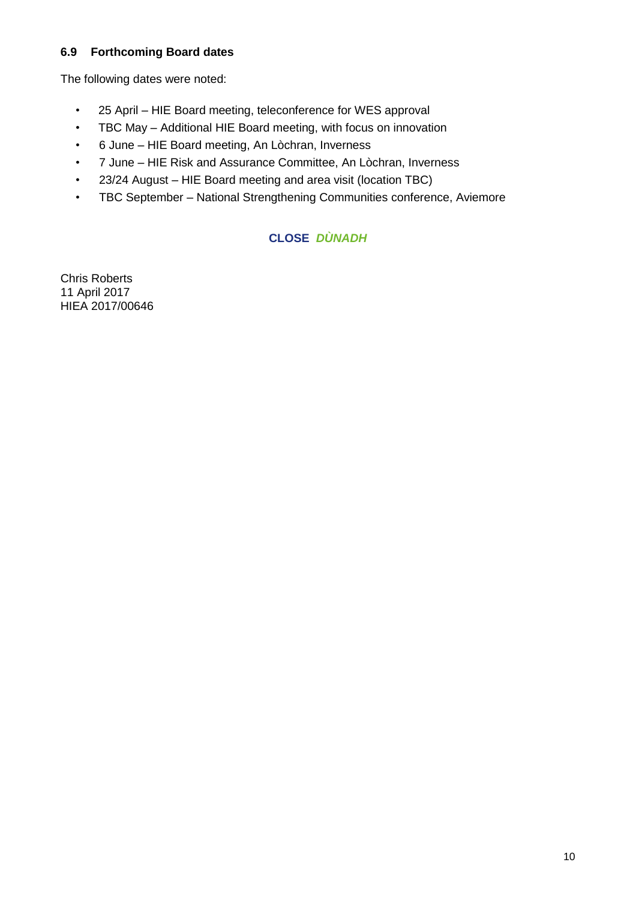### 6.9 Forthcoming Board dates

The following dates were noted:

- 25 April – HIE Board meeting, teleconference for WES approval
- TBC May – Additional HIE Board meeting, with focus on innovation
- 6 June – HIE Board meeting, An Lòchran, Inverness
- 7 June – HIE Risk and Assurance Committee, An Lòchran, Inverness
- 23/24 August – HIE Board meeting and area visit (location TBC)
- TBC September – National Strengthening Communities conference, Aviemore

**CLOSE** ***DÙNADH***

Chris Roberts
11 April 2017
HIEA 2017/00646